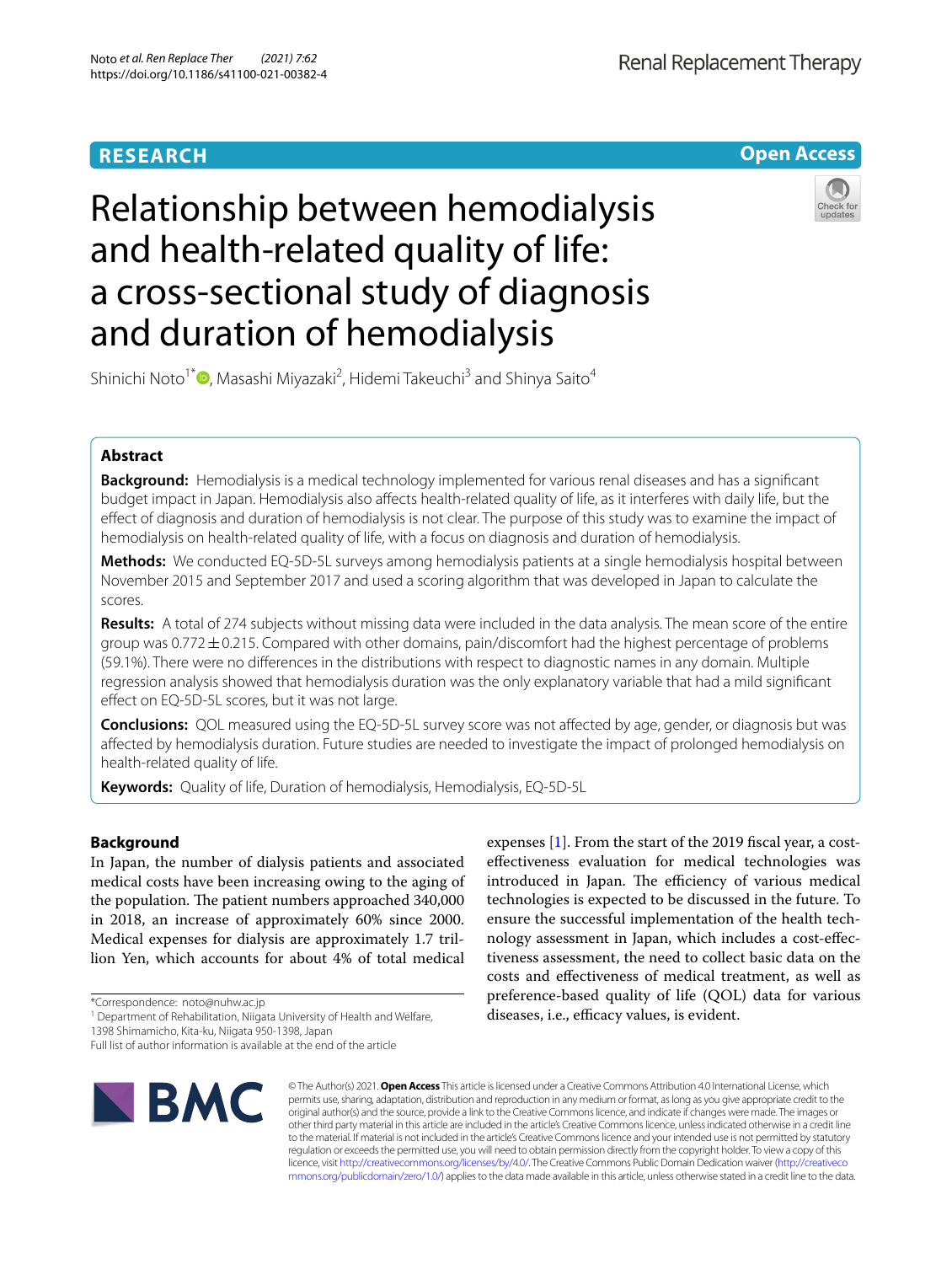RESEARCH

Open Access

# Relationship between hemodialysis and health-related quality of life: a cross-sectional study of diagnosis and duration of hemodialysis

Shinichi Noto[1*], Masashi Miyazaki[2], Hidemi Takeuchi[3] and Shinya Saito[4]

## Abstract

**Background:** Hemodialysis is a medical technology implemented for various renal diseases and has a significant budget impact in Japan. Hemodialysis also affects health-related quality of life, as it interferes with daily life, but the effect of diagnosis and duration of hemodialysis is not clear. The purpose of this study was to examine the impact of hemodialysis on health-related quality of life, with a focus on diagnosis and duration of hemodialysis.

**Methods:** We conducted EQ-5D-5L surveys among hemodialysis patients at a single hemodialysis hospital between November 2015 and September 2017 and used a scoring algorithm that was developed in Japan to calculate the scores.

**Results:** A total of 274 subjects without missing data were included in the data analysis. The mean score of the entire group was $0.772 \pm 0.215$. Compared with other domains, pain/discomfort had the highest percentage of problems (59.1%). There were no differences in the distributions with respect to diagnostic names in any domain. Multiple regression analysis showed that hemodialysis duration was the only explanatory variable that had a mild significant effect on EQ-5D-5L scores, but it was not large.

**Conclusions:** QOL measured using the EQ-5D-5L survey score was not affected by age, gender, or diagnosis but was affected by hemodialysis duration. Future studies are needed to investigate the impact of prolonged hemodialysis on health-related quality of life.

**Keywords:** Quality of life, Duration of hemodialysis, Hemodialysis, EQ-5D-5L

## Background

In Japan, the number of dialysis patients and associated medical costs have been increasing owing to the aging of the population. The patient numbers approached 340,000 in 2018, an increase of approximately 60% since 2000. Medical expenses for dialysis are approximately 1.7 trillion Yen, which accounts for about 4% of total medical expenses [1]. From the start of the 2019 fiscal year, a cost-effectiveness evaluation for medical technologies was introduced in Japan. The efficiency of various medical technologies is expected to be discussed in the future. To ensure the successful implementation of the health technology assessment in Japan, which includes a cost-effectiveness assessment, the need to collect basic data on the costs and effectiveness of medical treatment, as well as preference-based quality of life (QOL) data for various diseases, i.e., efficacy values, is evident.

*Correspondence: noto@nuhw.ac.jp

[1] Department of Rehabilitation, Niigata University of Health and Welfare, 1398 Shimamicho, Kita-ku, Niigata 950-1398, Japan

Full list of author information is available at the end of the article

© The Author(s) 2021. **Open Access** This article is licensed under a Creative Commons Attribution 4.0 International License, which permits use, sharing, adaptation, distribution and reproduction in any medium or format, as long as you give appropriate credit to the original author(s) and the source, provide a link to the Creative Commons licence, and indicate if changes were made. The images or other third party material in this article are included in the article's Creative Commons licence, unless indicated otherwise in a credit line to the material. If material is not included in the article's Creative Commons licence and your intended use is not permitted by statutory regulation or exceeds the permitted use, you will need to obtain permission directly from the copyright holder. To view a copy of this licence, visit http://creativecommons.org/licenses/by/4.0/. The Creative Commons Public Domain Dedication waiver (http://creativecommons.org/publicdomain/zero/1.0/) applies to the data made available in this article, unless otherwise stated in a credit line to the data.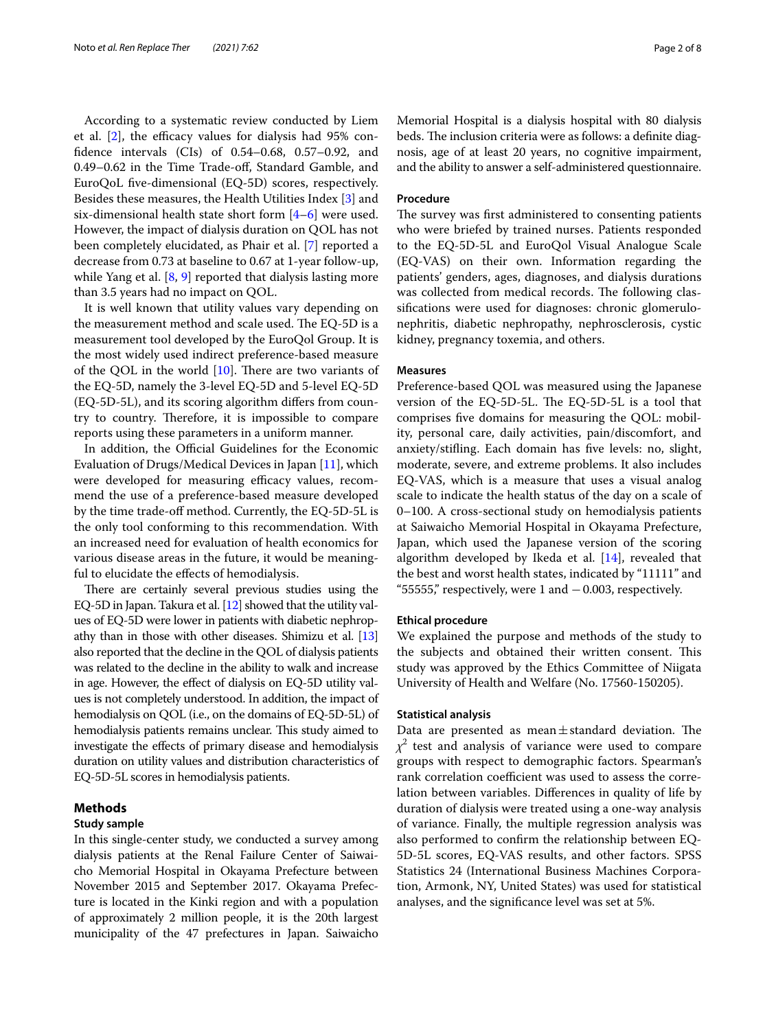According to a systematic review conducted by Liem et al. [2], the efficacy values for dialysis had 95% confidence intervals (CIs) of 0.54–0.68, 0.57–0.92, and 0.49–0.62 in the Time Trade-off, Standard Gamble, and EuroQoL five-dimensional (EQ-5D) scores, respectively. Besides these measures, the Health Utilities Index [3] and six-dimensional health state short form [4–6] were used. However, the impact of dialysis duration on QOL has not been completely elucidated, as Phair et al. [7] reported a decrease from 0.73 at baseline to 0.67 at 1-year follow-up, while Yang et al. [8, 9] reported that dialysis lasting more than 3.5 years had no impact on QOL.

It is well known that utility values vary depending on the measurement method and scale used. The EQ-5D is a measurement tool developed by the EuroQol Group. It is the most widely used indirect preference-based measure of the QOL in the world [10]. There are two variants of the EQ-5D, namely the 3-level EQ-5D and 5-level EQ-5D (EQ-5D-5L), and its scoring algorithm differs from country to country. Therefore, it is impossible to compare reports using these parameters in a uniform manner.

In addition, the Official Guidelines for the Economic Evaluation of Drugs/Medical Devices in Japan [11], which were developed for measuring efficacy values, recommend the use of a preference-based measure developed by the time trade-off method. Currently, the EQ-5D-5L is the only tool conforming to this recommendation. With an increased need for evaluation of health economics for various disease areas in the future, it would be meaningful to elucidate the effects of hemodialysis.

There are certainly several previous studies using the EQ-5D in Japan. Takura et al. [12] showed that the utility values of EQ-5D were lower in patients with diabetic nephropathy than in those with other diseases. Shimizu et al. [13] also reported that the decline in the QOL of dialysis patients was related to the decline in the ability to walk and increase in age. However, the effect of dialysis on EQ-5D utility values is not completely understood. In addition, the impact of hemodialysis on QOL (i.e., on the domains of EQ-5D-5L) of hemodialysis patients remains unclear. This study aimed to investigate the effects of primary disease and hemodialysis duration on utility values and distribution characteristics of EQ-5D-5L scores in hemodialysis patients.

## Methods

### Study sample

In this single-center study, we conducted a survey among dialysis patients at the Renal Failure Center of Saiwaicho Memorial Hospital in Okayama Prefecture between November 2015 and September 2017. Okayama Prefecture is located in the Kinki region and with a population of approximately 2 million people, it is the 20th largest municipality of the 47 prefectures in Japan. Saiwaicho Memorial Hospital is a dialysis hospital with 80 dialysis beds. The inclusion criteria were as follows: a definite diagnosis, age of at least 20 years, no cognitive impairment, and the ability to answer a self-administered questionnaire.

### Procedure

The survey was first administered to consenting patients who were briefed by trained nurses. Patients responded to the EQ-5D-5L and EuroQol Visual Analogue Scale (EQ-VAS) on their own. Information regarding the patients' genders, ages, diagnoses, and dialysis durations was collected from medical records. The following classifications were used for diagnoses: chronic glomerulonephritis, diabetic nephropathy, nephrosclerosis, cystic kidney, pregnancy toxemia, and others.

### Measures

Preference-based QOL was measured using the Japanese version of the EQ-5D-5L. The EQ-5D-5L is a tool that comprises five domains for measuring the QOL: mobility, personal care, daily activities, pain/discomfort, and anxiety/stifling. Each domain has five levels: no, slight, moderate, severe, and extreme problems. It also includes EQ-VAS, which is a measure that uses a visual analog scale to indicate the health status of the day on a scale of 0–100. A cross-sectional study on hemodialysis patients at Saiwaicho Memorial Hospital in Okayama Prefecture, Japan, which used the Japanese version of the scoring algorithm developed by Ikeda et al. [14], revealed that the best and worst health states, indicated by "11111" and "55555," respectively, were 1 and −0.003, respectively.

### Ethical procedure

We explained the purpose and methods of the study to the subjects and obtained their written consent. This study was approved by the Ethics Committee of Niigata University of Health and Welfare (No. 17560-150205).

### Statistical analysis

Data are presented as mean ± standard deviation. The $\chi^2$ test and analysis of variance were used to compare groups with respect to demographic factors. Spearman's rank correlation coefficient was used to assess the correlation between variables. Differences in quality of life by duration of dialysis were treated using a one-way analysis of variance. Finally, the multiple regression analysis was also performed to confirm the relationship between EQ-5D-5L scores, EQ-VAS results, and other factors. SPSS Statistics 24 (International Business Machines Corporation, Armonk, NY, United States) was used for statistical analyses, and the significance level was set at 5%.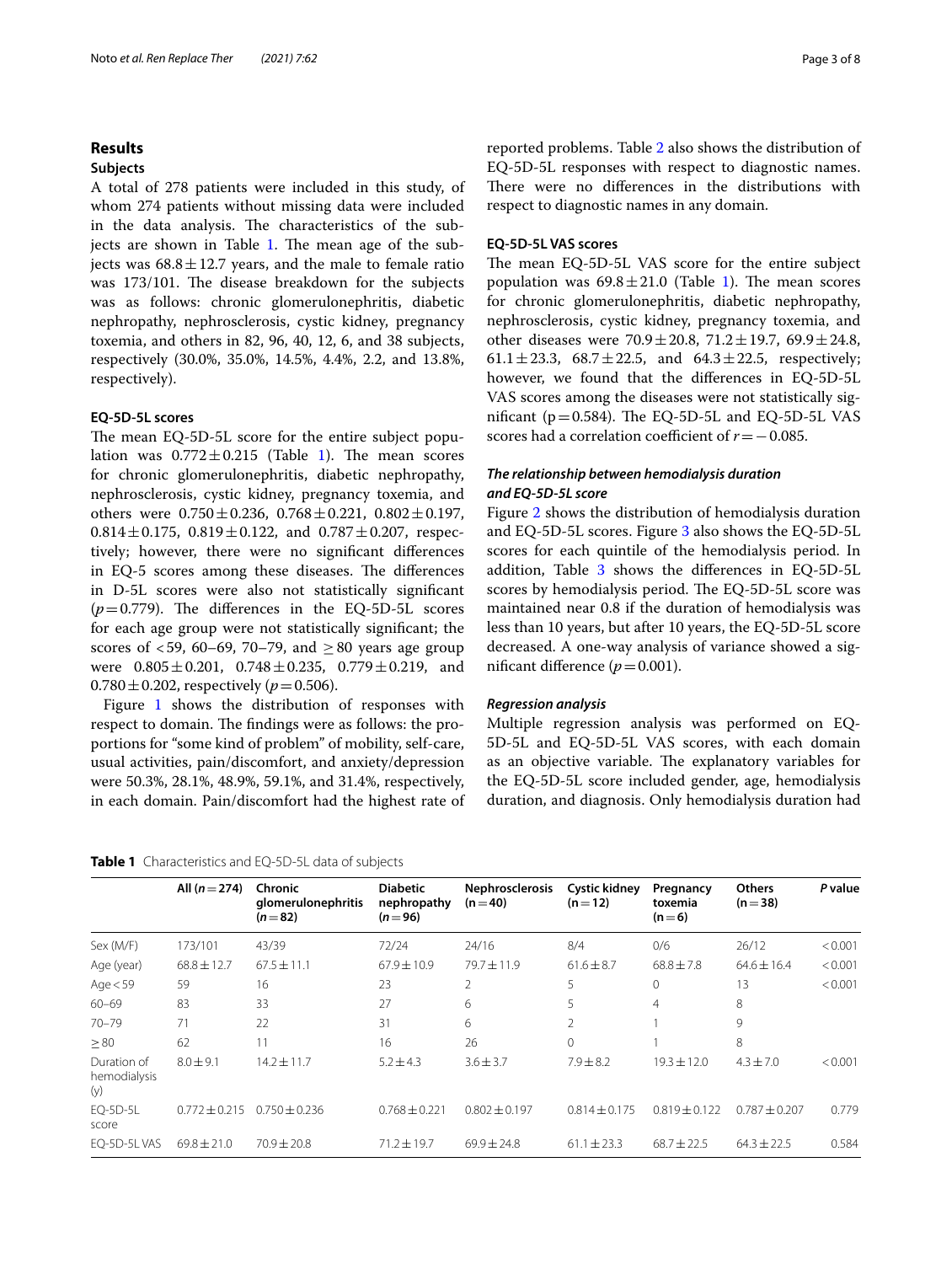## Results

### Subjects

A total of 278 patients were included in this study, of whom 274 patients without missing data were included in the data analysis. The characteristics of the subjects are shown in Table 1. The mean age of the subjects was $68.8 \pm 12.7$ years, and the male to female ratio was 173/101. The disease breakdown for the subjects was as follows: chronic glomerulonephritis, diabetic nephropathy, nephrosclerosis, cystic kidney, pregnancy toxemia, and others in 82, 96, 40, 12, 6, and 38 subjects, respectively (30.0%, 35.0%, 14.5%, 4.4%, 2.2, and 13.8%, respectively).

### EQ-5D-5L scores

The mean EQ-5D-5L score for the entire subject population was $0.772 \pm 0.215$ (Table 1). The mean scores for chronic glomerulonephritis, diabetic nephropathy, nephrosclerosis, cystic kidney, pregnancy toxemia, and others were $0.750 \pm 0.236$, $0.768 \pm 0.221$, $0.802 \pm 0.197$, $0.814 \pm 0.175$, $0.819 \pm 0.122$, and $0.787 \pm 0.207$, respectively; however, there were no significant differences in EQ-5 scores among these diseases. The differences in D-5L scores were also not statistically significant ($p = 0.779$). The differences in the EQ-5D-5L scores for each age group were not statistically significant; the scores of <59, 60–69, 70–79, and ≥ 80 years age group were $0.805 \pm 0.201$, $0.748 \pm 0.235$, $0.779 \pm 0.219$, and $0.780 \pm 0.202$, respectively ($p = 0.506$).

Figure 1 shows the distribution of responses with respect to domain. The findings were as follows: the proportions for "some kind of problem" of mobility, self-care, usual activities, pain/discomfort, and anxiety/depression were 50.3%, 28.1%, 48.9%, 59.1%, and 31.4%, respectively, in each domain. Pain/discomfort had the highest rate of reported problems. Table 2 also shows the distribution of EQ-5D-5L responses with respect to diagnostic names. There were no differences in the distributions with respect to diagnostic names in any domain.

### EQ-5D-5L VAS scores

The mean EQ-5D-5L VAS score for the entire subject population was $69.8 \pm 21.0$ (Table 1). The mean scores for chronic glomerulonephritis, diabetic nephropathy, nephrosclerosis, cystic kidney, pregnancy toxemia, and other diseases were $70.9 \pm 20.8$, $71.2 \pm 19.7$, $69.9 \pm 24.8$, $61.1 \pm 23.3$, $68.7 \pm 22.5$, and $64.3 \pm 22.5$, respectively; however, we found that the differences in EQ-5D-5L VAS scores among the diseases were not statistically significant ($p = 0.584$). The EQ-5D-5L and EQ-5D-5L VAS scores had a correlation coefficient of $r = -0.085$.

### *The relationship between hemodialysis duration and EQ-5D-5L score*

Figure 2 shows the distribution of hemodialysis duration and EQ-5D-5L scores. Figure 3 also shows the EQ-5D-5L scores for each quintile of the hemodialysis period. In addition, Table 3 shows the differences in EQ-5D-5L scores by hemodialysis period. The EQ-5D-5L score was maintained near 0.8 if the duration of hemodialysis was less than 10 years, but after 10 years, the EQ-5D-5L score decreased. A one-way analysis of variance showed a significant difference ($p = 0.001$).

### *Regression analysis*

Multiple regression analysis was performed on EQ-5D-5L and EQ-5D-5L VAS scores, with each domain as an objective variable. The explanatory variables for the EQ-5D-5L score included gender, age, hemodialysis duration, and diagnosis. Only hemodialysis duration had

**Table 1** Characteristics and EQ-5D-5L data of subjects

| | All (n = 274) | Chronic glomerulonephritis (n = 82) | Diabetic nephropathy (n = 96) | Nephrosclerosis (n = 40) | Cystic kidney (n = 12) | Pregnancy toxemia (n = 6) | Others (n = 38) | P value |
|---|---|---|---|---|---|---|---|---|
| Sex (M/F) | 173/101 | 43/39 | 72/24 | 24/16 | 8/4 | 0/6 | 26/12 | < 0.001 |
| Age (year) | 68.8 ± 12.7 | 67.5 ± 11.1 | 67.9 ± 10.9 | 79.7 ± 11.9 | 61.6 ± 8.7 | 68.8 ± 7.8 | 64.6 ± 16.4 | < 0.001 |
| Age < 59 | 59 | 16 | 23 | 2 | 5 | 0 | 13 | < 0.001 |
| 60–69 | 83 | 33 | 27 | 6 | 5 | 4 | 8 | |
| 70–79 | 71 | 22 | 31 | 6 | 2 | 1 | 9 | |
| ≥ 80 | 62 | 11 | 16 | 26 | 0 | 1 | 8 | |
| Duration of hemodialysis (y) | 8.0 ± 9.1 | 14.2 ± 11.7 | 5.2 ± 4.3 | 3.6 ± 3.7 | 7.9 ± 8.2 | 19.3 ± 12.0 | 4.3 ± 7.0 | < 0.001 |
| EQ-5D-5L score | 0.772 ± 0.215 | 0.750 ± 0.236 | 0.768 ± 0.221 | 0.802 ± 0.197 | 0.814 ± 0.175 | 0.819 ± 0.122 | 0.787 ± 0.207 | 0.779 |
| EQ-5D-5L VAS | 69.8 ± 21.0 | 70.9 ± 20.8 | 71.2 ± 19.7 | 69.9 ± 24.8 | 61.1 ± 23.3 | 68.7 ± 22.5 | 64.3 ± 22.5 | 0.584 |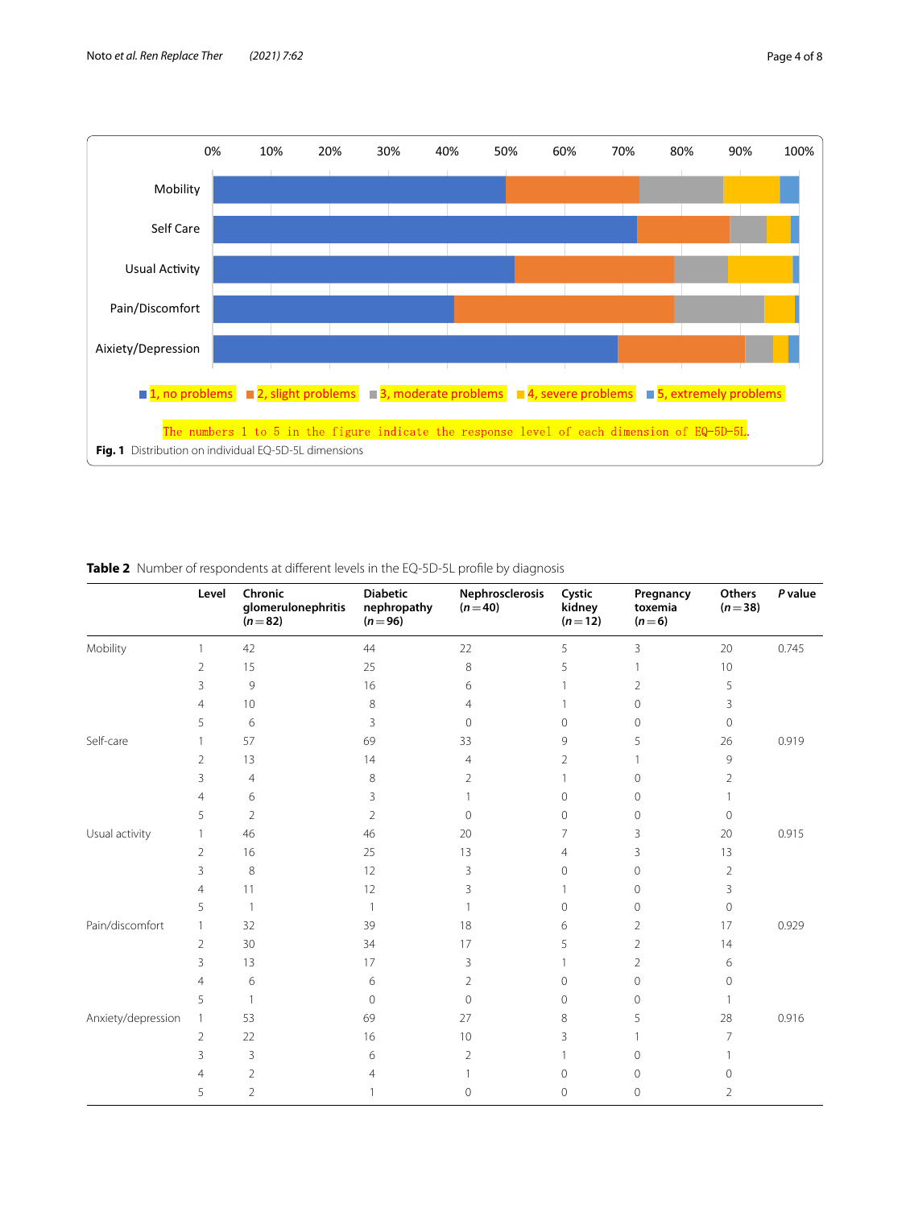The numbers 1 to 5 in the figure indicate the response level of each dimension of EQ-5D-5L.

**Fig. 1** Distribution on individual EQ-5D-5L dimensions

**Table 2** Number of respondents at different levels in the EQ-5D-5L profile by diagnosis

| | Level | Chronic glomerulonephritis (n = 82) | Diabetic nephropathy (n = 96) | Nephrosclerosis (n = 40) | Cystic kidney (n = 12) | Pregnancy toxemia (n = 6) | Others (n = 38) | P value |
|---|---|---|---|---|---|---|---|---|
| Mobility | 1 | 42 | 44 | 22 | 5 | 3 | 20 | 0.745 |
| | 2 | 15 | 25 | 8 | 5 | 1 | 10 | |
| | 3 | 9 | 16 | 6 | 1 | 2 | 5 | |
| | 4 | 10 | 8 | 4 | 1 | 0 | 3 | |
| | 5 | 6 | 3 | 0 | 0 | 0 | 0 | |
| Self-care | 1 | 57 | 69 | 33 | 9 | 5 | 26 | 0.919 |
| | 2 | 13 | 14 | 4 | 2 | 1 | 9 | |
| | 3 | 4 | 8 | 2 | 1 | 0 | 2 | |
| | 4 | 6 | 3 | 1 | 0 | 0 | 1 | |
| | 5 | 2 | 2 | 0 | 0 | 0 | 0 | |
| Usual activity | 1 | 46 | 46 | 20 | 7 | 3 | 20 | 0.915 |
| | 2 | 16 | 25 | 13 | 4 | 3 | 13 | |
| | 3 | 8 | 12 | 3 | 0 | 0 | 2 | |
| | 4 | 11 | 12 | 3 | 1 | 0 | 3 | |
| | 5 | 1 | 1 | 1 | 0 | 0 | 0 | |
| Pain/discomfort | 1 | 32 | 39 | 18 | 6 | 2 | 17 | 0.929 |
| | 2 | 30 | 34 | 17 | 5 | 2 | 14 | |
| | 3 | 13 | 17 | 3 | 1 | 2 | 6 | |
| | 4 | 6 | 6 | 2 | 0 | 0 | 0 | |
| | 5 | 1 | 0 | 0 | 0 | 0 | 1 | |
| Anxiety/depression | 1 | 53 | 69 | 27 | 8 | 5 | 28 | 0.916 |
| | 2 | 22 | 16 | 10 | 3 | 1 | 7 | |
| | 3 | 3 | 6 | 2 | 1 | 0 | 1 | |
| | 4 | 2 | 4 | 1 | 0 | 0 | 0 | |
| | 5 | 2 | 1 | 0 | 0 | 0 | 2 | |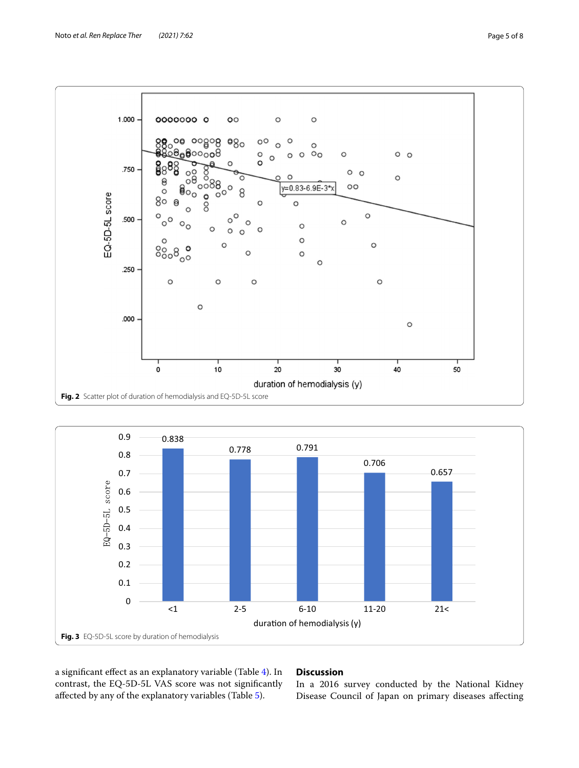Fig. 2 Scatter plot of duration of hemodialysis and EQ-5D-5L score

Fig. 3 EQ-5D-5L score by duration of hemodialysis

a significant effect as an explanatory variable (Table 4). In contrast, the EQ-5D-5L VAS score was not significantly affected by any of the explanatory variables (Table 5).

## Discussion

In a 2016 survey conducted by the National Kidney Disease Council of Japan on primary diseases affecting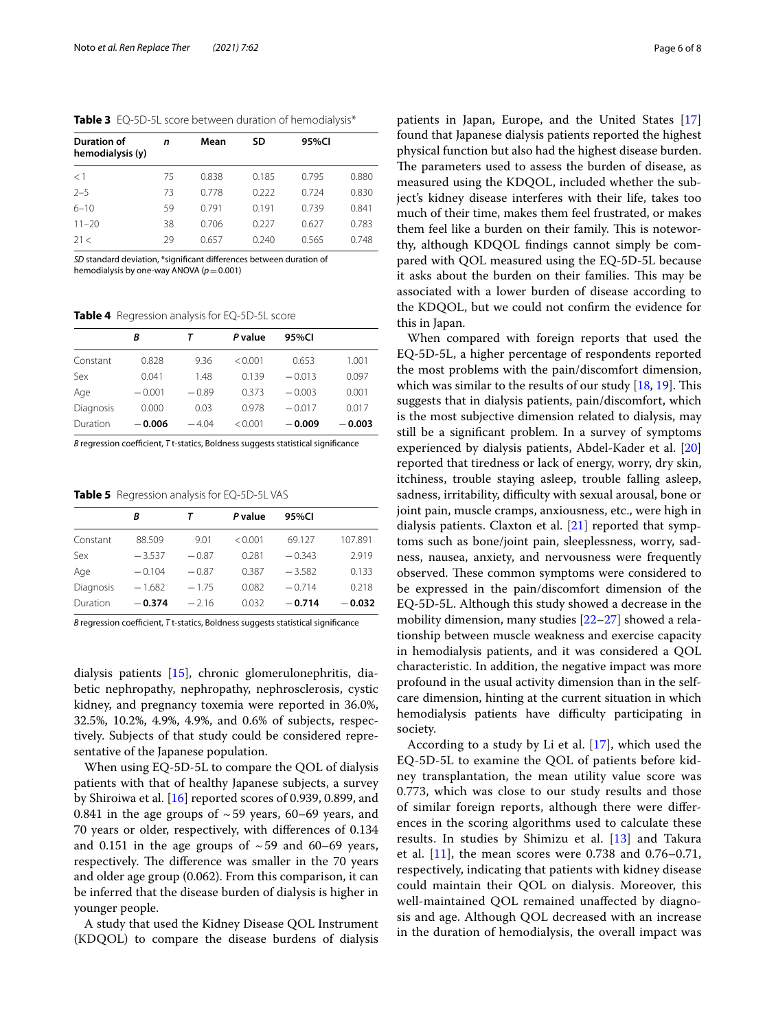**Table 3** EQ-5D-5L score between duration of hemodialysis*

| Duration of hemodialysis (y) | *n* | Mean | SD | 95%CI | |
|---|---|---|---|---|---|
| < 1 | 75 | 0.838 | 0.185 | 0.795 | 0.880 |
| 2–5 | 73 | 0.778 | 0.222 | 0.724 | 0.830 |
| 6–10 | 59 | 0.791 | 0.191 | 0.739 | 0.841 |
| 11–20 | 38 | 0.706 | 0.227 | 0.627 | 0.783 |
| 21 < | 29 | 0.657 | 0.240 | 0.565 | 0.748 |

*SD* standard deviation, *significant differences between duration of hemodialysis by one-way ANOVA ($p = 0.001$)

**Table 4** Regression analysis for EQ-5D-5L score

| | *B* | *T* | *P* value | 95%CI | |
|---|---|---|---|---|---|
| Constant | 0.828 | 9.36 | < 0.001 | 0.653 | 1.001 |
| Sex | 0.041 | 1.48 | 0.139 | −0.013 | 0.097 |
| Age | −0.001 | −0.89 | 0.373 | −0.003 | 0.001 |
| Diagnosis | 0.000 | 0.03 | 0.978 | −0.017 | 0.017 |
| Duration | **−0.006** | −4.04 | < 0.001 | **−0.009** | **−0.003** |

*B* regression coefficient, *T* t-statics, Boldness suggests statistical significance

**Table 5** Regression analysis for EQ-5D-5L VAS

| | *B* | *T* | *P* value | 95%CI | |
|---|---|---|---|---|---|
| Constant | 88.509 | 9.01 | < 0.001 | 69.127 | 107.891 |
| Sex | −3.537 | −0.87 | 0.281 | −0.343 | 2.919 |
| Age | −0.104 | −0.87 | 0.387 | −3.582 | 0.133 |
| Diagnosis | −1.682 | −1.75 | 0.082 | −0.714 | 0.218 |
| Duration | **−0.374** | −2.16 | 0.032 | **−0.714** | **−0.032** |

*B* regression coefficient, *T* t-statics, Boldness suggests statistical significance

dialysis patients [15], chronic glomerulonephritis, diabetic nephropathy, nephropathy, nephrosclerosis, cystic kidney, and pregnancy toxemia were reported in 36.0%, 32.5%, 10.2%, 4.9%, 4.9%, and 0.6% of subjects, respectively. Subjects of that study could be considered representative of the Japanese population.

When using EQ-5D-5L to compare the QOL of dialysis patients with that of healthy Japanese subjects, a survey by Shiroiwa et al. [16] reported scores of 0.939, 0.899, and 0.841 in the age groups of ~59 years, 60–69 years, and 70 years or older, respectively, with differences of 0.134 and 0.151 in the age groups of ~59 and 60–69 years, respectively. The difference was smaller in the 70 years and older age group (0.062). From this comparison, it can be inferred that the disease burden of dialysis is higher in younger people.

A study that used the Kidney Disease QOL Instrument (KDQOL) to compare the disease burdens of dialysis patients in Japan, Europe, and the United States [17] found that Japanese dialysis patients reported the highest physical function but also had the highest disease burden. The parameters used to assess the burden of disease, as measured using the KDQOL, included whether the subject's kidney disease interferes with their life, takes too much of their time, makes them feel frustrated, or makes them feel like a burden on their family. This is noteworthy, although KDQOL findings cannot simply be compared with QOL measured using the EQ-5D-5L because it asks about the burden on their families. This may be associated with a lower burden of disease according to the KDQOL, but we could not confirm the evidence for this in Japan.

When compared with foreign reports that used the EQ-5D-5L, a higher percentage of respondents reported the most problems with the pain/discomfort dimension, which was similar to the results of our study [18, 19]. This suggests that in dialysis patients, pain/discomfort, which is the most subjective dimension related to dialysis, may still be a significant problem. In a survey of symptoms experienced by dialysis patients, Abdel-Kader et al. [20] reported that tiredness or lack of energy, worry, dry skin, itchiness, trouble staying asleep, trouble falling asleep, sadness, irritability, difficulty with sexual arousal, bone or joint pain, muscle cramps, anxiousness, etc., were high in dialysis patients. Claxton et al. [21] reported that symptoms such as bone/joint pain, sleeplessness, worry, sadness, nausea, anxiety, and nervousness were frequently observed. These common symptoms were considered to be expressed in the pain/discomfort dimension of the EQ-5D-5L. Although this study showed a decrease in the mobility dimension, many studies [22–27] showed a relationship between muscle weakness and exercise capacity in hemodialysis patients, and it was considered a QOL characteristic. In addition, the negative impact was more profound in the usual activity dimension than in the self-care dimension, hinting at the current situation in which hemodialysis patients have difficulty participating in society.

According to a study by Li et al. [17], which used the EQ-5D-5L to examine the QOL of patients before kidney transplantation, the mean utility value score was 0.773, which was close to our study results and those of similar foreign reports, although there were differences in the scoring algorithms used to calculate these results. In studies by Shimizu et al. [13] and Takura et al. [11], the mean scores were 0.738 and 0.76–0.71, respectively, indicating that patients with kidney disease could maintain their QOL on dialysis. Moreover, this well-maintained QOL remained unaffected by diagnosis and age. Although QOL decreased with an increase in the duration of hemodialysis, the overall impact was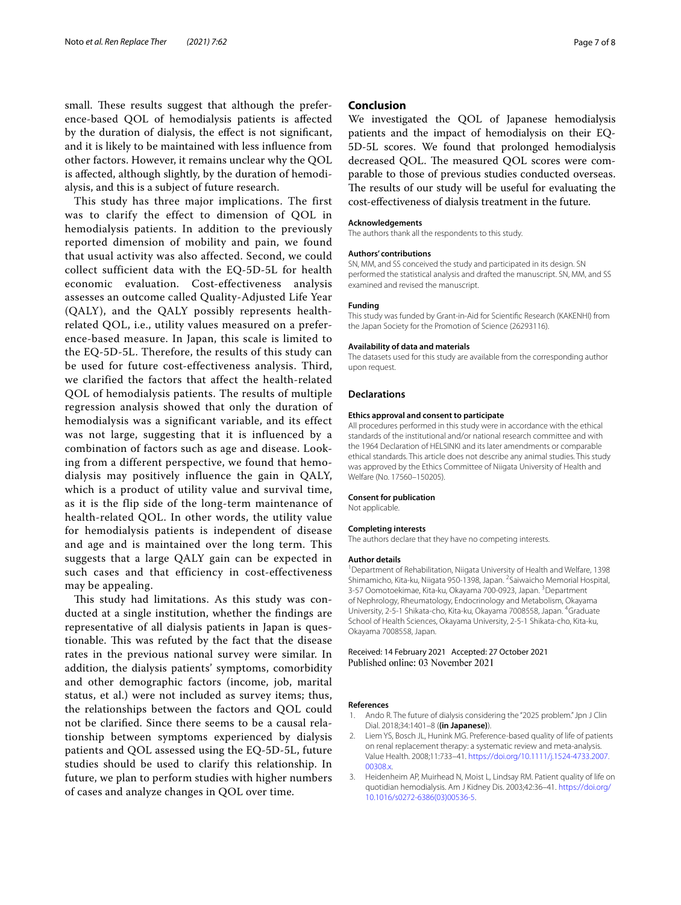small. These results suggest that although the preference-based QOL of hemodialysis patients is affected by the duration of dialysis, the effect is not significant, and it is likely to be maintained with less influence from other factors. However, it remains unclear why the QOL is affected, although slightly, by the duration of hemodialysis, and this is a subject of future research.

This study has three major implications. The first was to clarify the effect to dimension of QOL in hemodialysis patients. In addition to the previously reported dimension of mobility and pain, we found that usual activity was also affected. Second, we could collect sufficient data with the EQ-5D-5L for health economic evaluation. Cost-effectiveness analysis assesses an outcome called Quality-Adjusted Life Year (QALY), and the QALY possibly represents health-related QOL, i.e., utility values measured on a preference-based measure. In Japan, this scale is limited to the EQ-5D-5L. Therefore, the results of this study can be used for future cost-effectiveness analysis. Third, we clarified the factors that affect the health-related QOL of hemodialysis patients. The results of multiple regression analysis showed that only the duration of hemodialysis was a significant variable, and its effect was not large, suggesting that it is influenced by a combination of factors such as age and disease. Looking from a different perspective, we found that hemodialysis may positively influence the gain in QALY, which is a product of utility value and survival time, as it is the flip side of the long-term maintenance of health-related QOL. In other words, the utility value for hemodialysis patients is independent of disease and age and is maintained over the long term. This suggests that a large QALY gain can be expected in such cases and that efficiency in cost-effectiveness may be appealing.

This study had limitations. As this study was conducted at a single institution, whether the findings are representative of all dialysis patients in Japan is questionable. This was refuted by the fact that the disease rates in the previous national survey were similar. In addition, the dialysis patients' symptoms, comorbidity and other demographic factors (income, job, marital status, et al.) were not included as survey items; thus, the relationships between the factors and QOL could not be clarified. Since there seems to be a causal relationship between symptoms experienced by dialysis patients and QOL assessed using the EQ-5D-5L, future studies should be used to clarify this relationship. In future, we plan to perform studies with higher numbers of cases and analyze changes in QOL over time.

## Conclusion

We investigated the QOL of Japanese hemodialysis patients and the impact of hemodialysis on their EQ-5D-5L scores. We found that prolonged hemodialysis decreased QOL. The measured QOL scores were comparable to those of previous studies conducted overseas. The results of our study will be useful for evaluating the cost-effectiveness of dialysis treatment in the future.

#### Acknowledgements

The authors thank all the respondents to this study.

#### Authors' contributions

SN, MM, and SS conceived the study and participated in its design. SN performed the statistical analysis and drafted the manuscript. SN, MM, and SS examined and revised the manuscript.

#### Funding

This study was funded by Grant-in-Aid for Scientific Research (KAKENHI) from the Japan Society for the Promotion of Science (26293116).

#### Availability of data and materials

The datasets used for this study are available from the corresponding author upon request.

### Declarations

#### Ethics approval and consent to participate

All procedures performed in this study were in accordance with the ethical standards of the institutional and/or national research committee and with the 1964 Declaration of HELSINKI and its later amendments or comparable ethical standards. This article does not describe any animal studies. This study was approved by the Ethics Committee of Niigata University of Health and Welfare (No. 17560–150205).

#### Consent for publication

Not applicable.

#### Completing interests

The authors declare that they have no competing interests.

#### Author details

[1]Department of Rehabilitation, Niigata University of Health and Welfare, 1398 Shimamicho, Kita-ku, Niigata 950-1398, Japan. [2]Saiwaicho Memorial Hospital, 3-57 Oomotoekimae, Kita-ku, Okayama 700-0923, Japan. [3]Department of Nephrology, Rheumatology, Endocrinology and Metabolism, Okayama University, 2-5-1 Shikata-cho, Kita-ku, Okayama 7008558, Japan. [4]Graduate School of Health Sciences, Okayama University, 2-5-1 Shikata-cho, Kita-ku, Okayama 7008558, Japan.

Received: 14 February 2021 Accepted: 27 October 2021
Published online: 03 November 2021

#### References

1. Ando R. The future of dialysis considering the "2025 problem." Jpn J Clin Dial. 2018;34:1401–8 (**(in Japanese)**).
2. Liem YS, Bosch JL, Hunink MG. Preference-based quality of life of patients on renal replacement therapy: a systematic review and meta-analysis. Value Health. 2008;11:733–41. https://doi.org/10.1111/j.1524-4733.2007.00308.x.
3. Heidenheim AP, Muirhead N, Moist L, Lindsay RM. Patient quality of life on quotidian hemodialysis. Am J Kidney Dis. 2003;42:36–41. https://doi.org/10.1016/s0272-6386(03)00536-5.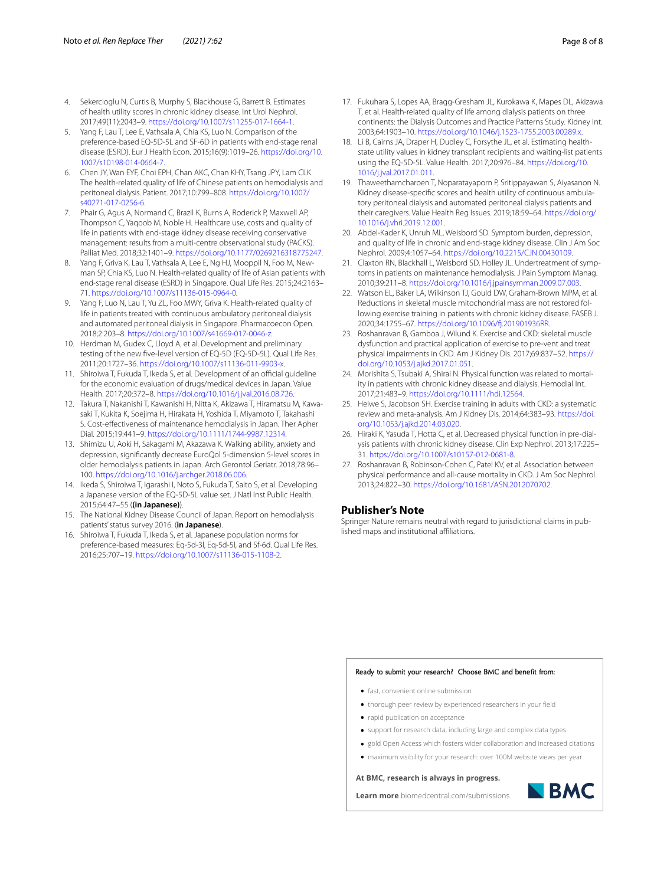4. Sekercioglu N, Curtis B, Murphy S, Blackhouse G, Barrett B. Estimates of health utility scores in chronic kidney disease. Int Urol Nephrol. 2017;49(11):2043–9. https://doi.org/10.1007/s11255-017-1664-1.
5. Yang F, Lau T, Lee E, Vathsala A, Chia KS, Luo N. Comparison of the preference-based EQ-5D-5L and SF-6D in patients with end-stage renal disease (ESRD). Eur J Health Econ. 2015;16(9):1019–26. https://doi.org/10.1007/s10198-014-0664-7.
6. Chen JY, Wan EYF, Choi EPH, Chan AKC, Chan KHY, Tsang JPY, Lam CLK. The health-related quality of life of Chinese patients on hemodialysis and peritoneal dialysis. Patient. 2017;10:799–808. https://doi.org/10.1007/s40271-017-0256-6.
7. Phair G, Agus A, Normand C, Brazil K, Burns A, Roderick P, Maxwell AP, Thompson C, Yaqoob M, Noble H. Healthcare use, costs and quality of life in patients with end-stage kidney disease receiving conservative management: results from a multi-centre observational study (PACKS). Palliat Med. 2018;32:1401–9. https://doi.org/10.1177/0269216318775247.
8. Yang F, Griva K, Lau T, Vathsala A, Lee E, Ng HJ, Mooppil N, Foo M, Newman SP, Chia KS, Luo N. Health-related quality of life of Asian patients with end-stage renal disease (ESRD) in Singapore. Qual Life Res. 2015;24:2163–71. https://doi.org/10.1007/s11136-015-0964-0.
9. Yang F, Luo N, Lau T, Yu ZL, Foo MWY, Griva K. Health-related quality of life in patients treated with continuous ambulatory peritoneal dialysis and automated peritoneal dialysis in Singapore. Pharmacoecon Open. 2018;2:203–8. https://doi.org/10.1007/s41669-017-0046-z.
10. Herdman M, Gudex C, Lloyd A, et al. Development and preliminary testing of the new five-level version of EQ-5D (EQ-5D-5L). Qual Life Res. 2011;20:1727–36. https://doi.org/10.1007/s11136-011-9903-x.
11. Shiroiwa T, Fukuda T, Ikeda S, et al. Development of an official guideline for the economic evaluation of drugs/medical devices in Japan. Value Health. 2017;20:372–8. https://doi.org/10.1016/j.jval.2016.08.726.
12. Takura T, Nakanishi T, Kawanishi H, Nitta K, Akizawa T, Hiramatsu M, Kawasaki T, Kukita K, Soejima H, Hirakata H, Yoshida T, Miyamoto T, Takahashi S. Cost-effectiveness of maintenance hemodialysis in Japan. Ther Apher Dial. 2015;19:441–9. https://doi.org/10.1111/1744-9987.12314.
13. Shimizu U, Aoki H, Sakagami M, Akazawa K. Walking ability, anxiety and depression, significantly decrease EuroQol 5-dimension 5-level scores in older hemodialysis patients in Japan. Arch Gerontol Geriatr. 2018;78:96–100. https://doi.org/10.1016/j.archger.2018.06.006.
14. Ikeda S, Shiroiwa T, Igarashi I, Noto S, Fukuda T, Saito S, et al. Developing a Japanese version of the EQ-5D-5L value set. J Natl Inst Public Health. 2015;64:47–55 (**(in Japanese)**).
15. The National Kidney Disease Council of Japan. Report on hemodialysis patients' status survey 2016. (**in Japanese**).
16. Shiroiwa T, Fukuda T, Ikeda S, et al. Japanese population norms for preference-based measures: Eq-5d-3l, Eq-5d-5l, and Sf-6d. Qual Life Res. 2016;25:707–19. https://doi.org/10.1007/s11136-015-1108-2.
17. Fukuhara S, Lopes AA, Bragg-Gresham JL, Kurokawa K, Mapes DL, Akizawa T, et al. Health-related quality of life among dialysis patients on three continents: the Dialysis Outcomes and Practice Patterns Study. Kidney Int. 2003;64:1903–10. https://doi.org/10.1046/j.1523-1755.2003.00289.x.
18. Li B, Cairns JA, Draper H, Dudley C, Forsythe JL, et al. Estimating health-state utility values in kidney transplant recipients and waiting-list patients using the EQ-5D-5L. Value Health. 2017;20:976–84. https://doi.org/10.1016/j.jval.2017.01.011.
19. Thaweethamcharoen T, Noparatayaporn P, Sritippayawan S, Aiyasanon N. Kidney disease-specific scores and health utility of continuous ambulatory peritoneal dialysis and automated peritoneal dialysis patients and their caregivers. Value Health Reg Issues. 2019;18:59–64. https://doi.org/10.1016/j.vhri.2019.12.001.
20. Abdel-Kader K, Unruh ML, Weisbord SD. Symptom burden, depression, and quality of life in chronic and end-stage kidney disease. Clin J Am Soc Nephrol. 2009;4:1057–64. https://doi.org/10.2215/CJN.00430109.
21. Claxton RN, Blackhall L, Weisbord SD, Holley JL. Undertreatment of symptoms in patients on maintenance hemodialysis. J Pain Symptom Manag. 2010;39:211–8. https://doi.org/10.1016/j.jpainsymman.2009.07.003.
22. Watson EL, Baker LA, Wilkinson TJ, Gould DW, Graham-Brown MPM, et al. Reductions in skeletal muscle mitochondrial mass are not restored following exercise training in patients with chronic kidney disease. FASEB J. 2020;34:1755–67. https://doi.org/10.1096/fj.201901936RR.
23. Roshanravan B, Gamboa J, Wilund K. Exercise and CKD: skeletal muscle dysfunction and practical application of exercise to pre-vent and treat physical impairments in CKD. Am J Kidney Dis. 2017;69:837–52. https://doi.org/10.1053/j.ajkd.2017.01.051.
24. Morishita S, Tsubaki A, Shirai N. Physical function was related to mortality in patients with chronic kidney disease and dialysis. Hemodial Int. 2017;21:483–9. https://doi.org/10.1111/hdi.12564.
25. Heiwe S, Jacobson SH. Exercise training in adults with CKD: a systematic review and meta-analysis. Am J Kidney Dis. 2014;64:383–93. https://doi.org/10.1053/j.ajkd.2014.03.020.
26. Hiraki K, Yasuda T, Hotta C, et al. Decreased physical function in pre-dialysis patients with chronic kidney disease. Clin Exp Nephrol. 2013;17:225–31. https://doi.org/10.1007/s10157-012-0681-8.
27. Roshanravan B, Robinson-Cohen C, Patel KV, et al. Association between physical performance and all-cause mortality in CKD. J Am Soc Nephrol. 2013;24:822–30. https://doi.org/10.1681/ASN.2012070702.

## Publisher's Note

Springer Nature remains neutral with regard to jurisdictional claims in published maps and institutional affiliations.

Ready to submit your research? Choose BMC and benefit from:

- fast, convenient online submission
- thorough peer review by experienced researchers in your field
- rapid publication on acceptance
- support for research data, including large and complex data types
- gold Open Access which fosters wider collaboration and increased citations
- maximum visibility for your research: over 100M website views per year

**At BMC, research is always in progress.**

**Learn more** biomedcentral.com/submissions

BMC